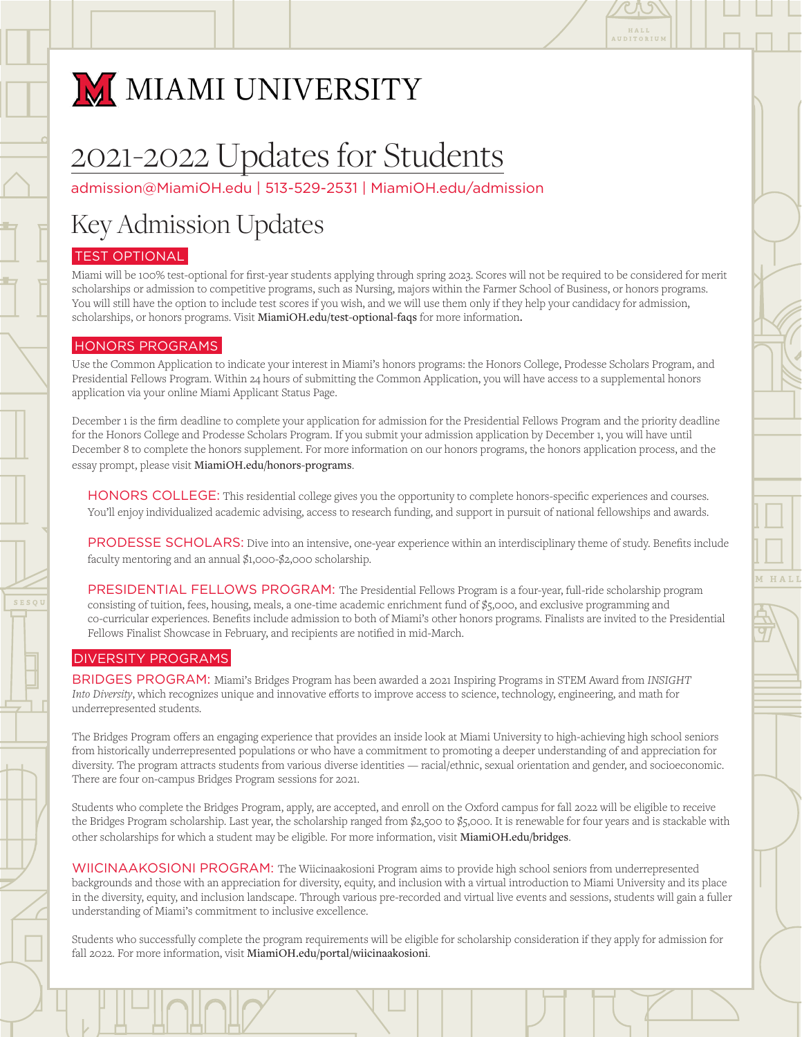# MIAMI UNIVERSITY

# 2021-2022 Updates for Students

admission@MiamiOH.edu | 513-529-2531 | MiamiOH.edu/admission

## Key Admission Updates

### TEST OPTIONAL

Miami will be 100% test-optional for first-year students applying through spring 2023. Scores will not be required to be considered for merit scholarships or admission to competitive programs, such as Nursing, majors within the Farmer School of Business, or honors programs. You will still have the option to include test scores if you wish, and we will use them only if they help your candidacy for admission, scholarships, or honors programs. Visit **MiamiOH.edu/test-optional-faqs** for more information.

### HONORS PROGRAMS

Use the Common Application to indicate your interest in Miami's honors programs: the Honors College, Prodesse Scholars Program, and Presidential Fellows Program. Within 24 hours of submitting the Common Application, you will have access to a supplemental honors application via your online Miami Applicant Status Page.

December 1 is the firm deadline to complete your application for admission for the Presidential Fellows Program and the priority deadline for the Honors College and Prodesse Scholars Program. If you submit your admission application by December 1, you will have until December 8 to complete the honors supplement. For more information on our honors programs, the honors application process, and the essay prompt, please visit **MiamiOH.edu/honors-programs**.

HONORS COLLEGE: This residential college gives you the opportunity to complete honors-specific experiences and courses. You'll enjoy individualized academic advising, access to research funding, and support in pursuit of national fellowships and awards.

PRODESSE SCHOLARS: Dive into an intensive, one-year experience within an interdisciplinary theme of study. Benefits include faculty mentoring and an annual $1,000-$2,000 scholarship.

PRESIDENTIAL FELLOWS PROGRAM: The Presidential Fellows Program is a four-year, full-ride scholarship program consisting of tuition, fees, housing, meals, a one-time academic enrichment fund of $5,000, and exclusive programming and co-curricular experiences. Benefits include admission to both of Miami's other honors programs. Finalists are invited to the Presidential Fellows Finalist Showcase in February, and recipients are notified in mid-March.

### DIVERSITY PROGRAMS

BRIDGES PROGRAM: Miami's Bridges Program has been awarded a 2021 Inspiring Programs in STEM Award from *INSIGHT Into Diversity*, which recognizes unique and innovative efforts to improve access to science, technology, engineering, and math for underrepresented students.

The Bridges Program offers an engaging experience that provides an inside look at Miami University to high-achieving high school seniors from historically underrepresented populations or who have a commitment to promoting a deeper understanding of and appreciation for diversity. The program attracts students from various diverse identities — racial/ethnic, sexual orientation and gender, and socioeconomic. There are four on-campus Bridges Program sessions for 2021.

Students who complete the Bridges Program, apply, are accepted, and enroll on the Oxford campus for fall 2022 will be eligible to receive the Bridges Program scholarship. Last year, the scholarship ranged from $2,500 to $5,000. It is renewable for four years and is stackable with other scholarships for which a student may be eligible. For more information, visit **MiamiOH.edu/bridges**.

WIICINAAKOSIONI PROGRAM: The Wiicinaakosioni Program aims to provide high school seniors from underrepresented backgrounds and those with an appreciation for diversity, equity, and inclusion with a virtual introduction to Miami University and its place in the diversity, equity, and inclusion landscape. Through various pre-recorded and virtual live events and sessions, students will gain a fuller understanding of Miami's commitment to inclusive excellence.

Students who successfully complete the program requirements will be eligible for scholarship consideration if they apply for admission for fall 2022. For more information, visit **MiamiOH.edu/portal/wiicinaakosioni**.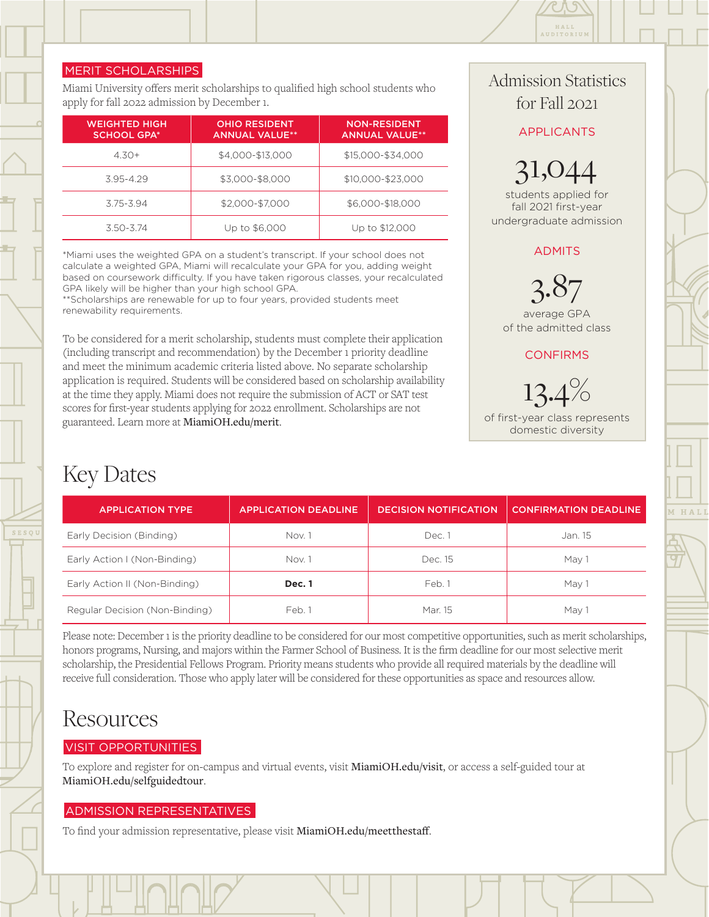## MERIT SCHOLARSHIPS

Miami University offers merit scholarships to qualified high school students who apply for fall 2022 admission by December 1.

| WEIGHTED HIGH SCHOOL GPA* | OHIO RESIDENT ANNUAL VALUE** | NON-RESIDENT ANNUAL VALUE** |
|---|---|---|
| 4.30+ | $4,000-$13,000 | $15,000-$34,000 |
| 3.95-4.29 | $3,000-$8,000 | $10,000-$23,000 |
| 3.75-3.94 | $2,000-$7,000 | $6,000-$18,000 |
| 3.50-3.74 | Up to $6,000 | Up to $12,000 |

*Miami uses the weighted GPA on a student's transcript. If your school does not calculate a weighted GPA, Miami will recalculate your GPA for you, adding weight based on coursework difficulty. If you have taken rigorous classes, your recalculated GPA likely will be higher than your high school GPA.
**Scholarships are renewable for up to four years, provided students meet renewability requirements.

To be considered for a merit scholarship, students must complete their application (including transcript and recommendation) by the December 1 priority deadline and meet the minimum academic criteria listed above. No separate scholarship application is required. Students will be considered based on scholarship availability at the time they apply. Miami does not require the submission of ACT or SAT test scores for first-year students applying for 2022 enrollment. Scholarships are not guaranteed. Learn more at MiamiOH.edu/merit.

## Admission Statistics for Fall 2021

### APPLICANTS

**31,044**

students applied for fall 2021 first-year undergraduate admission

### ADMITS

**3.87**

average GPA of the admitted class

### CONFIRMS

**13.4%**

of first-year class represents domestic diversity

# Key Dates

| APPLICATION TYPE | APPLICATION DEADLINE | DECISION NOTIFICATION | CONFIRMATION DEADLINE |
|---|---|---|---|
| Early Decision (Binding) | Nov. 1 | Dec. 1 | Jan. 15 |
| Early Action I (Non-Binding) | Nov. 1 | Dec. 15 | May 1 |
| Early Action II (Non-Binding) | **Dec. 1** | Feb. 1 | May 1 |
| Regular Decision (Non-Binding) | Feb. 1 | Mar. 15 | May 1 |

Please note: December 1 is the priority deadline to be considered for our most competitive opportunities, such as merit scholarships, honors programs, Nursing, and majors within the Farmer School of Business. It is the firm deadline for our most selective merit scholarship, the Presidential Fellows Program. Priority means students who provide all required materials by the deadline will receive full consideration. Those who apply later will be considered for these opportunities as space and resources allow.

# Resources

## VISIT OPPORTUNITIES

To explore and register for on-campus and virtual events, visit MiamiOH.edu/visit, or access a self-guided tour at MiamiOH.edu/selfguidedtour.

## ADMISSION REPRESENTATIVES

To find your admission representative, please visit MiamiOH.edu/meetthestaff.